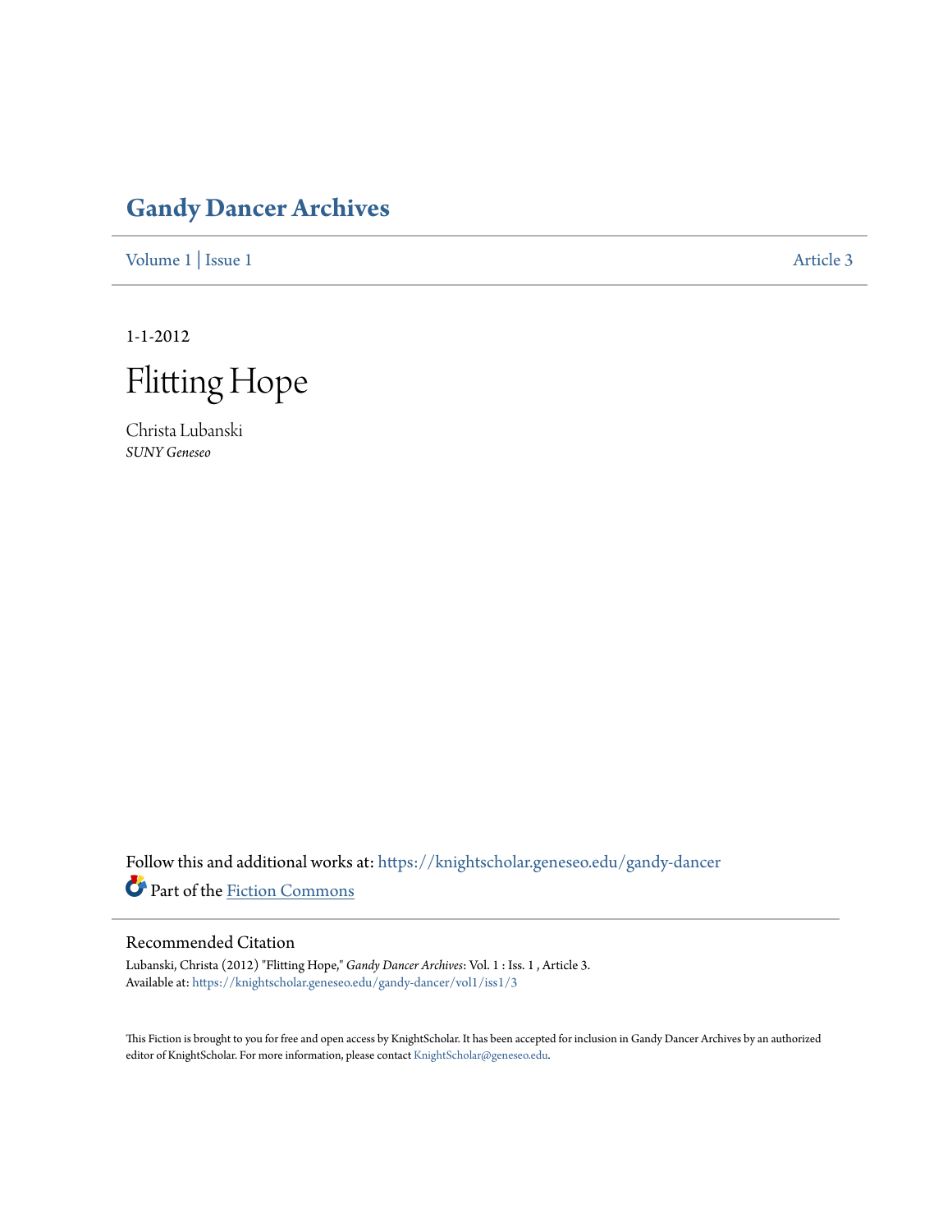# Gandy Dancer Archives

Volume 1 | Issue 1 Article 3

1-1-2012

# Flitting Hope

Christa Lubanski
*SUNY Geneseo*

Follow this and additional works at: https://knightscholar.geneseo.edu/gandy-dancer

Part of the Fiction Commons

## Recommended Citation

Lubanski, Christa (2012) "Flitting Hope," *Gandy Dancer Archives*: Vol. 1 : Iss. 1 , Article 3.
Available at: https://knightscholar.geneseo.edu/gandy-dancer/vol1/iss1/3

This Fiction is brought to you for free and open access by KnightScholar. It has been accepted for inclusion in Gandy Dancer Archives by an authorized editor of KnightScholar. For more information, please contact KnightScholar@geneseo.edu.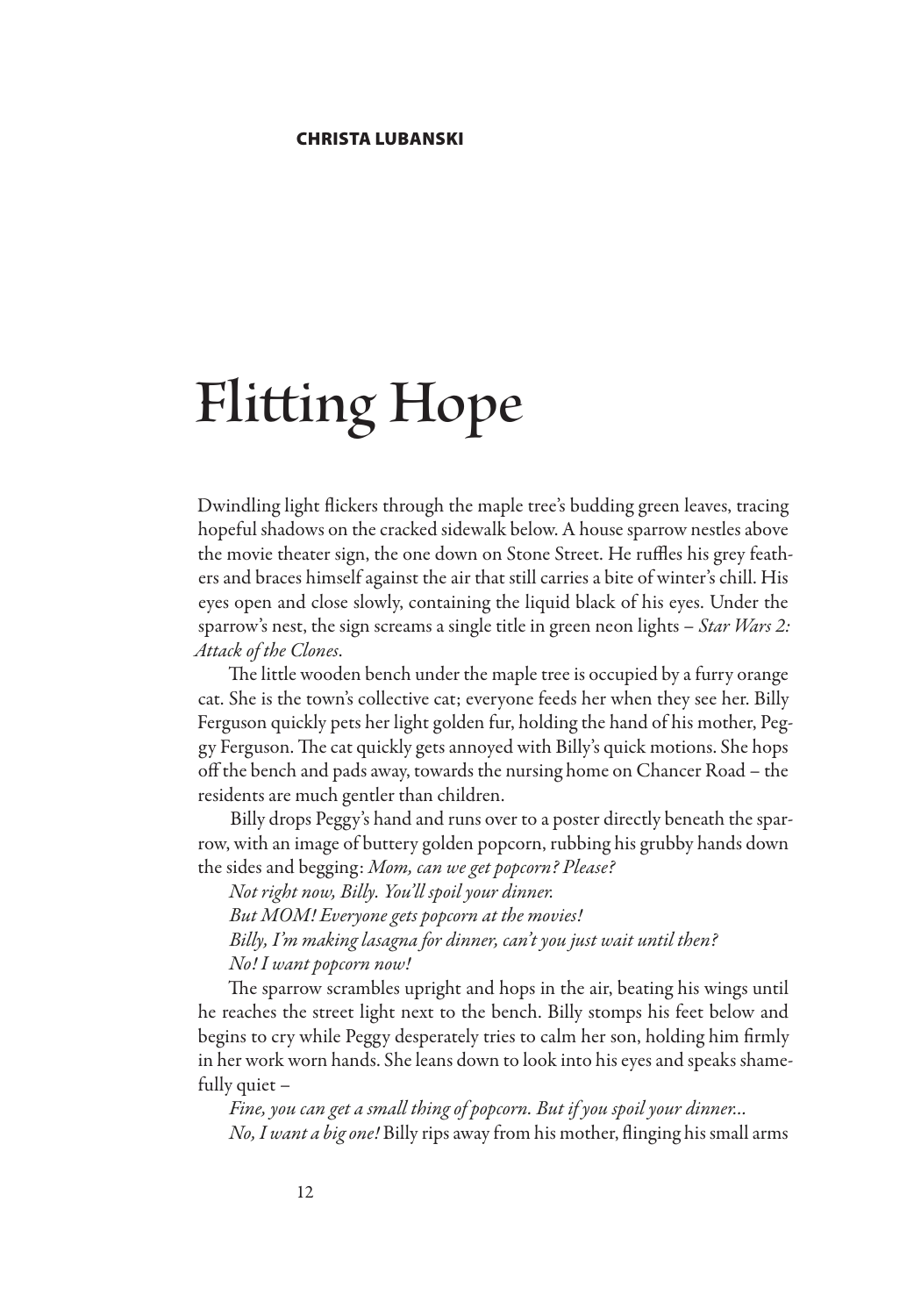**CHRISTA LUBANSKI**

# Flitting Hope

Dwindling light flickers through the maple tree's budding green leaves, tracing hopeful shadows on the cracked sidewalk below. A house sparrow nestles above the movie theater sign, the one down on Stone Street. He ruffles his grey feathers and braces himself against the air that still carries a bite of winter's chill. His eyes open and close slowly, containing the liquid black of his eyes. Under the sparrow's nest, the sign screams a single title in green neon lights – *Star Wars 2: Attack of the Clones*.

The little wooden bench under the maple tree is occupied by a furry orange cat. She is the town's collective cat; everyone feeds her when they see her. Billy Ferguson quickly pets her light golden fur, holding the hand of his mother, Peggy Ferguson. The cat quickly gets annoyed with Billy's quick motions. She hops off the bench and pads away, towards the nursing home on Chancer Road – the residents are much gentler than children.

Billy drops Peggy's hand and runs over to a poster directly beneath the sparrow, with an image of buttery golden popcorn, rubbing his grubby hands down the sides and begging: *Mom, can we get popcorn? Please?*

*Not right now, Billy. You'll spoil your dinner.*

*But MOM! Everyone gets popcorn at the movies!*

*Billy, I'm making lasagna for dinner, can't you just wait until then?*

*No! I want popcorn now!*

The sparrow scrambles upright and hops in the air, beating his wings until he reaches the street light next to the bench. Billy stomps his feet below and begins to cry while Peggy desperately tries to calm her son, holding him firmly in her work worn hands. She leans down to look into his eyes and speaks shamefully quiet –

*Fine, you can get a small thing of popcorn. But if you spoil your dinner...*

*No, I want a big one!* Billy rips away from his mother, flinging his small arms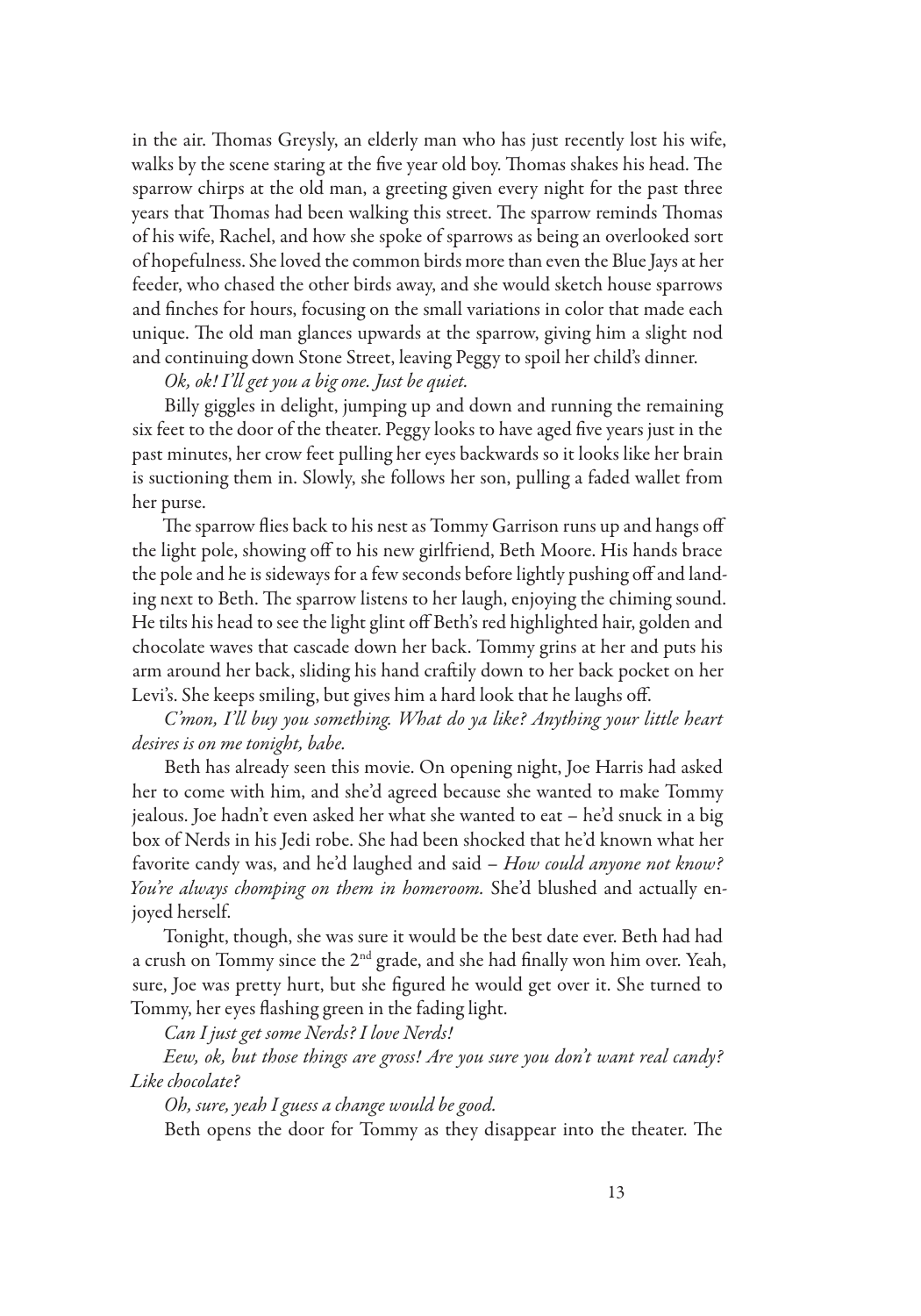in the air. Thomas Greysly, an elderly man who has just recently lost his wife, walks by the scene staring at the five year old boy. Thomas shakes his head. The sparrow chirps at the old man, a greeting given every night for the past three years that Thomas had been walking this street. The sparrow reminds Thomas of his wife, Rachel, and how she spoke of sparrows as being an overlooked sort of hopefulness. She loved the common birds more than even the Blue Jays at her feeder, who chased the other birds away, and she would sketch house sparrows and finches for hours, focusing on the small variations in color that made each unique. The old man glances upwards at the sparrow, giving him a slight nod and continuing down Stone Street, leaving Peggy to spoil her child's dinner.

*Ok, ok! I'll get you a big one. Just be quiet.*

Billy giggles in delight, jumping up and down and running the remaining six feet to the door of the theater. Peggy looks to have aged five years just in the past minutes, her crow feet pulling her eyes backwards so it looks like her brain is suctioning them in. Slowly, she follows her son, pulling a faded wallet from her purse.

The sparrow flies back to his nest as Tommy Garrison runs up and hangs off the light pole, showing off to his new girlfriend, Beth Moore. His hands brace the pole and he is sideways for a few seconds before lightly pushing off and landing next to Beth. The sparrow listens to her laugh, enjoying the chiming sound. He tilts his head to see the light glint off Beth's red highlighted hair, golden and chocolate waves that cascade down her back. Tommy grins at her and puts his arm around her back, sliding his hand craftily down to her back pocket on her Levi's. She keeps smiling, but gives him a hard look that he laughs off.

*C'mon, I'll buy you something. What do ya like? Anything your little heart desires is on me tonight, babe.*

Beth has already seen this movie. On opening night, Joe Harris had asked her to come with him, and she'd agreed because she wanted to make Tommy jealous. Joe hadn't even asked her what she wanted to eat – he'd snuck in a big box of Nerds in his Jedi robe. She had been shocked that he'd known what her favorite candy was, and he'd laughed and said – *How could anyone not know? You're always chomping on them in homeroom.* She'd blushed and actually enjoyed herself.

Tonight, though, she was sure it would be the best date ever. Beth had had a crush on Tommy since the 2nd grade, and she had finally won him over. Yeah, sure, Joe was pretty hurt, but she figured he would get over it. She turned to Tommy, her eyes flashing green in the fading light.

*Can I just get some Nerds? I love Nerds!*

*Eew, ok, but those things are gross! Are you sure you don't want real candy? Like chocolate?*

*Oh, sure, yeah I guess a change would be good.*

Beth opens the door for Tommy as they disappear into the theater. The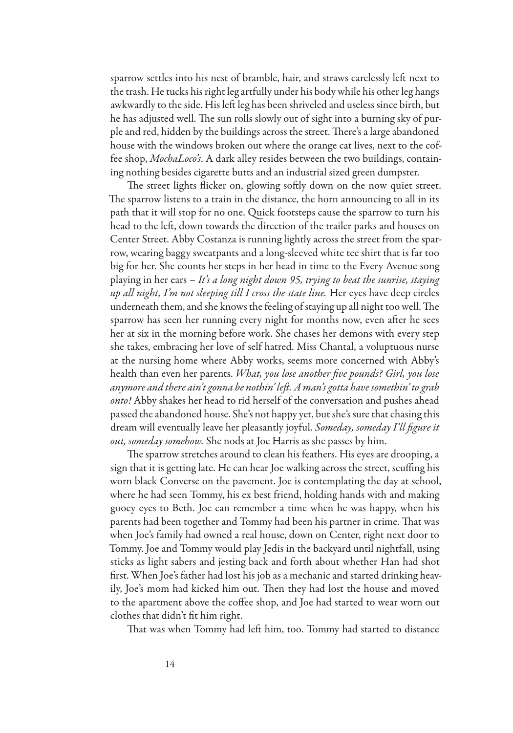sparrow settles into his nest of bramble, hair, and straws carelessly left next to the trash. He tucks his right leg artfully under his body while his other leg hangs awkwardly to the side. His left leg has been shriveled and useless since birth, but he has adjusted well. The sun rolls slowly out of sight into a burning sky of purple and red, hidden by the buildings across the street. There's a large abandoned house with the windows broken out where the orange cat lives, next to the coffee shop, *MochaLoco's*. A dark alley resides between the two buildings, containing nothing besides cigarette butts and an industrial sized green dumpster.

The street lights flicker on, glowing softly down on the now quiet street. The sparrow listens to a train in the distance, the horn announcing to all in its path that it will stop for no one. Quick footsteps cause the sparrow to turn his head to the left, down towards the direction of the trailer parks and houses on Center Street. Abby Costanza is running lightly across the street from the sparrow, wearing baggy sweatpants and a long-sleeved white tee shirt that is far too big for her. She counts her steps in her head in time to the Every Avenue song playing in her ears – *It's a long night down 95, trying to beat the sunrise, staying up all night, I'm not sleeping till I cross the state line.* Her eyes have deep circles underneath them, and she knows the feeling of staying up all night too well. The sparrow has seen her running every night for months now, even after he sees her at six in the morning before work. She chases her demons with every step she takes, embracing her love of self hatred. Miss Chantal, a voluptuous nurse at the nursing home where Abby works, seems more concerned with Abby's health than even her parents. *What, you lose another five pounds? Girl, you lose anymore and there ain't gonna be nothin' left. A man's gotta have somethin' to grab onto!* Abby shakes her head to rid herself of the conversation and pushes ahead passed the abandoned house. She's not happy yet, but she's sure that chasing this dream will eventually leave her pleasantly joyful. *Someday, someday I'll figure it out, someday somehow.* She nods at Joe Harris as she passes by him.

The sparrow stretches around to clean his feathers. His eyes are drooping, a sign that it is getting late. He can hear Joe walking across the street, scuffing his worn black Converse on the pavement. Joe is contemplating the day at school, where he had seen Tommy, his ex best friend, holding hands with and making gooey eyes to Beth. Joe can remember a time when he was happy, when his parents had been together and Tommy had been his partner in crime. That was when Joe's family had owned a real house, down on Center, right next door to Tommy. Joe and Tommy would play Jedis in the backyard until nightfall, using sticks as light sabers and jesting back and forth about whether Han had shot first. When Joe's father had lost his job as a mechanic and started drinking heavily, Joe's mom had kicked him out. Then they had lost the house and moved to the apartment above the coffee shop, and Joe had started to wear worn out clothes that didn't fit him right.

That was when Tommy had left him, too. Tommy had started to distance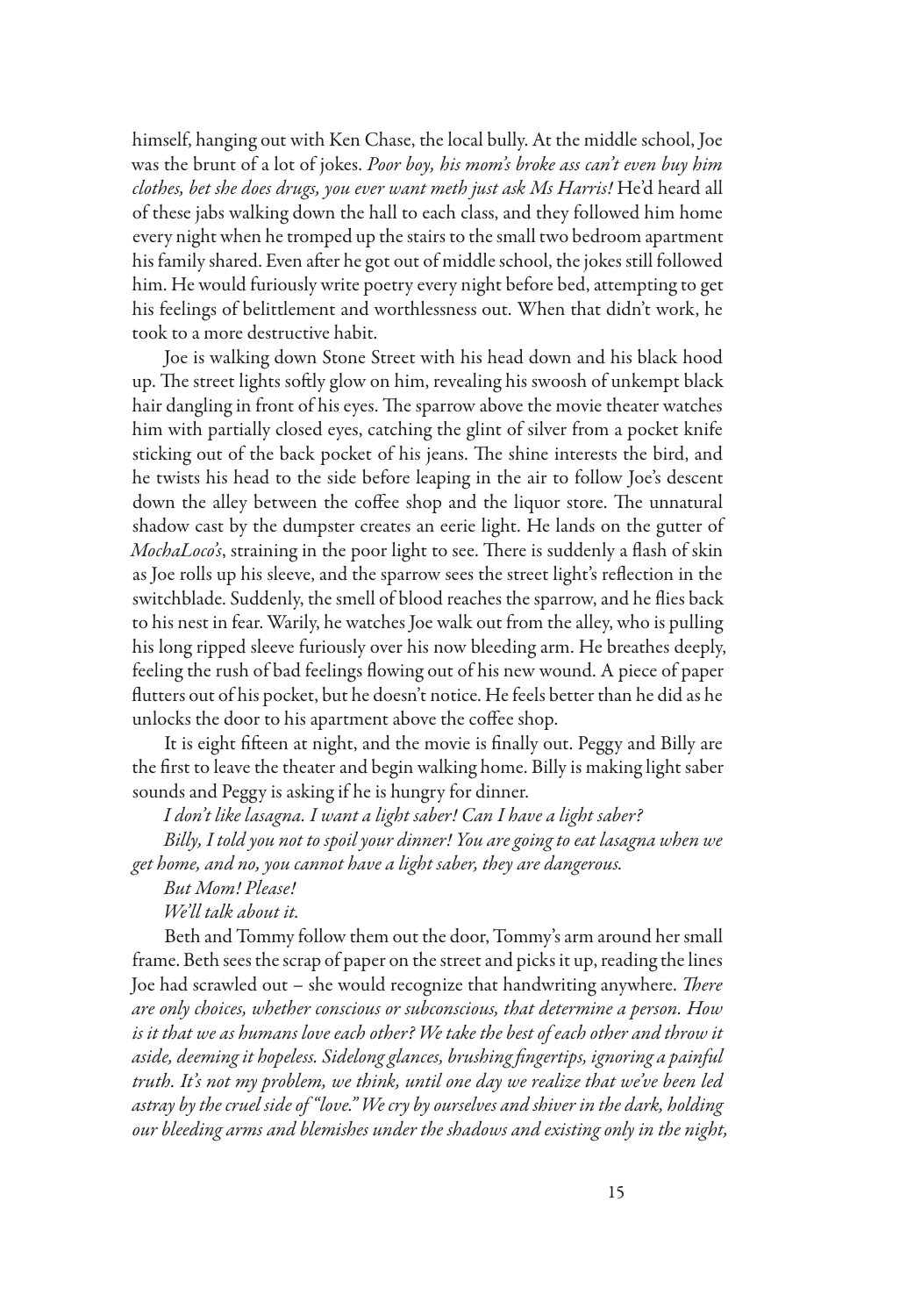himself, hanging out with Ken Chase, the local bully. At the middle school, Joe was the brunt of a lot of jokes. *Poor boy, his mom's broke ass can't even buy him clothes, bet she does drugs, you ever want meth just ask Ms Harris!* He'd heard all of these jabs walking down the hall to each class, and they followed him home every night when he tromped up the stairs to the small two bedroom apartment his family shared. Even after he got out of middle school, the jokes still followed him. He would furiously write poetry every night before bed, attempting to get his feelings of belittlement and worthlessness out. When that didn't work, he took to a more destructive habit.

Joe is walking down Stone Street with his head down and his black hood up. The street lights softly glow on him, revealing his swoosh of unkempt black hair dangling in front of his eyes. The sparrow above the movie theater watches him with partially closed eyes, catching the glint of silver from a pocket knife sticking out of the back pocket of his jeans. The shine interests the bird, and he twists his head to the side before leaping in the air to follow Joe's descent down the alley between the coffee shop and the liquor store. The unnatural shadow cast by the dumpster creates an eerie light. He lands on the gutter of *MochaLoco's*, straining in the poor light to see. There is suddenly a flash of skin as Joe rolls up his sleeve, and the sparrow sees the street light's reflection in the switchblade. Suddenly, the smell of blood reaches the sparrow, and he flies back to his nest in fear. Warily, he watches Joe walk out from the alley, who is pulling his long ripped sleeve furiously over his now bleeding arm. He breathes deeply, feeling the rush of bad feelings flowing out of his new wound. A piece of paper flutters out of his pocket, but he doesn't notice. He feels better than he did as he unlocks the door to his apartment above the coffee shop.

It is eight fifteen at night, and the movie is finally out. Peggy and Billy are the first to leave the theater and begin walking home. Billy is making light saber sounds and Peggy is asking if he is hungry for dinner.

*I don't like lasagna. I want a light saber! Can I have a light saber?*

*Billy, I told you not to spoil your dinner! You are going to eat lasagna when we get home, and no, you cannot have a light saber, they are dangerous.*

*But Mom! Please!*

*We'll talk about it.*

Beth and Tommy follow them out the door, Tommy's arm around her small frame. Beth sees the scrap of paper on the street and picks it up, reading the lines Joe had scrawled out – she would recognize that handwriting anywhere. *There are only choices, whether conscious or subconscious, that determine a person. How is it that we as humans love each other? We take the best of each other and throw it aside, deeming it hopeless. Sidelong glances, brushing fingertips, ignoring a painful truth. It's not my problem, we think, until one day we realize that we've been led astray by the cruel side of "love." We cry by ourselves and shiver in the dark, holding our bleeding arms and blemishes under the shadows and existing only in the night,*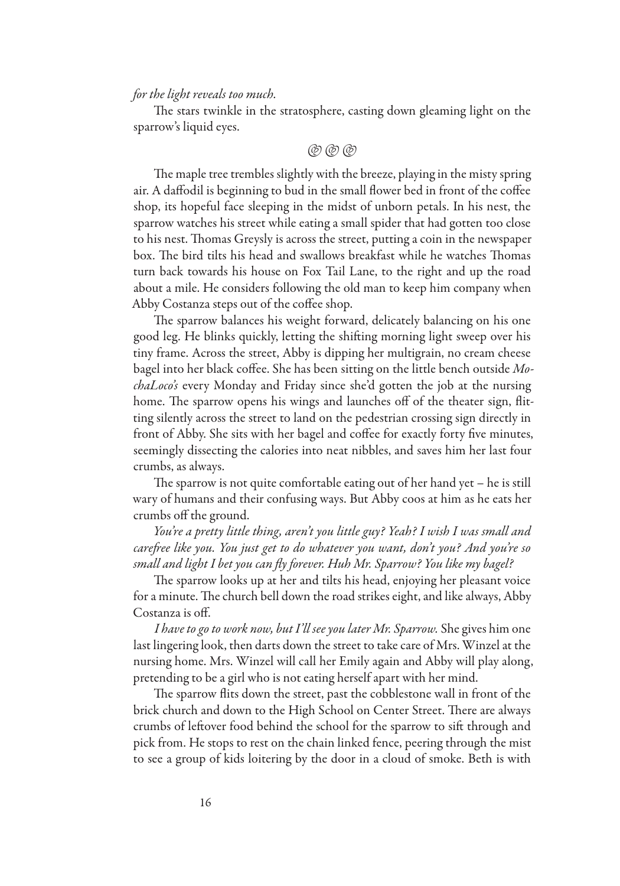*for the light reveals too much.*

The stars twinkle in the stratosphere, casting down gleaming light on the sparrow's liquid eyes.

@ @ @

The maple tree trembles slightly with the breeze, playing in the misty spring air. A daffodil is beginning to bud in the small flower bed in front of the coffee shop, its hopeful face sleeping in the midst of unborn petals. In his nest, the sparrow watches his street while eating a small spider that had gotten too close to his nest. Thomas Greysly is across the street, putting a coin in the newspaper box. The bird tilts his head and swallows breakfast while he watches Thomas turn back towards his house on Fox Tail Lane, to the right and up the road about a mile. He considers following the old man to keep him company when Abby Costanza steps out of the coffee shop.

The sparrow balances his weight forward, delicately balancing on his one good leg. He blinks quickly, letting the shifting morning light sweep over his tiny frame. Across the street, Abby is dipping her multigrain, no cream cheese bagel into her black coffee. She has been sitting on the little bench outside *MochaLoco's* every Monday and Friday since she'd gotten the job at the nursing home. The sparrow opens his wings and launches off of the theater sign, flitting silently across the street to land on the pedestrian crossing sign directly in front of Abby. She sits with her bagel and coffee for exactly forty five minutes, seemingly dissecting the calories into neat nibbles, and saves him her last four crumbs, as always.

The sparrow is not quite comfortable eating out of her hand yet – he is still wary of humans and their confusing ways. But Abby coos at him as he eats her crumbs off the ground.

*You're a pretty little thing, aren't you little guy? Yeah? I wish I was small and carefree like you. You just get to do whatever you want, don't you? And you're so small and light I bet you can fly forever. Huh Mr. Sparrow? You like my bagel?*

The sparrow looks up at her and tilts his head, enjoying her pleasant voice for a minute. The church bell down the road strikes eight, and like always, Abby Costanza is off.

*I have to go to work now, but I'll see you later Mr. Sparrow.* She gives him one last lingering look, then darts down the street to take care of Mrs. Winzel at the nursing home. Mrs. Winzel will call her Emily again and Abby will play along, pretending to be a girl who is not eating herself apart with her mind.

The sparrow flits down the street, past the cobblestone wall in front of the brick church and down to the High School on Center Street. There are always crumbs of leftover food behind the school for the sparrow to sift through and pick from. He stops to rest on the chain linked fence, peering through the mist to see a group of kids loitering by the door in a cloud of smoke. Beth is with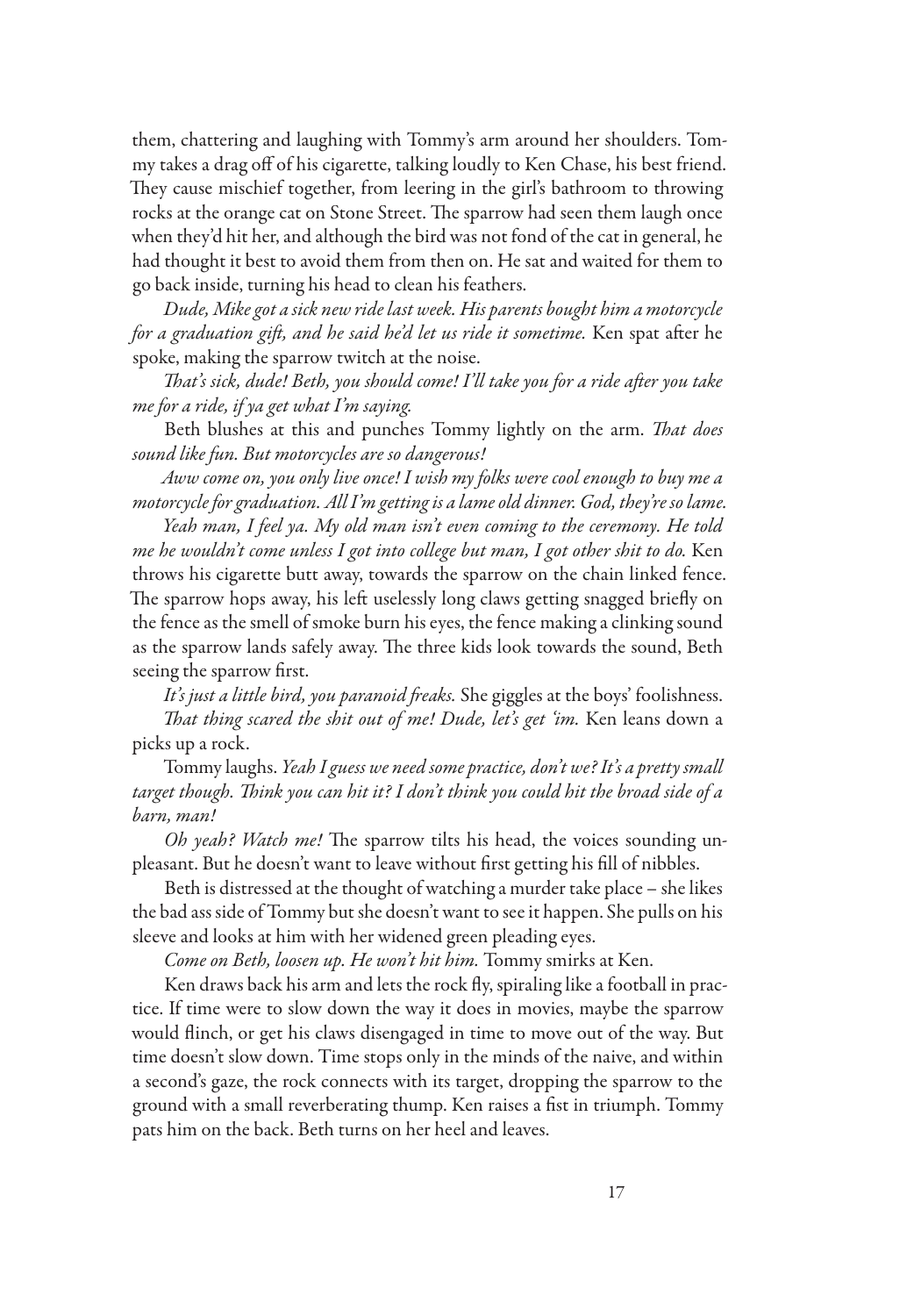them, chattering and laughing with Tommy's arm around her shoulders. Tommy takes a drag off of his cigarette, talking loudly to Ken Chase, his best friend. They cause mischief together, from leering in the girl's bathroom to throwing rocks at the orange cat on Stone Street. The sparrow had seen them laugh once when they'd hit her, and although the bird was not fond of the cat in general, he had thought it best to avoid them from then on. He sat and waited for them to go back inside, turning his head to clean his feathers.

*Dude, Mike got a sick new ride last week. His parents bought him a motorcycle for a graduation gift, and he said he'd let us ride it sometime.* Ken spat after he spoke, making the sparrow twitch at the noise.

*That's sick, dude! Beth, you should come! I'll take you for a ride after you take me for a ride, if ya get what I'm saying.*

Beth blushes at this and punches Tommy lightly on the arm. *That does sound like fun. But motorcycles are so dangerous!*

*Aww come on, you only live once! I wish my folks were cool enough to buy me a motorcycle for graduation. All I'm getting is a lame old dinner. God, they're so lame.*

*Yeah man, I feel ya. My old man isn't even coming to the ceremony. He told me he wouldn't come unless I got into college but man, I got other shit to do.* Ken throws his cigarette butt away, towards the sparrow on the chain linked fence. The sparrow hops away, his left uselessly long claws getting snagged briefly on the fence as the smell of smoke burn his eyes, the fence making a clinking sound as the sparrow lands safely away. The three kids look towards the sound, Beth seeing the sparrow first.

*It's just a little bird, you paranoid freaks.* She giggles at the boys' foolishness.

*That thing scared the shit out of me! Dude, let's get 'im.* Ken leans down a picks up a rock.

Tommy laughs. *Yeah I guess we need some practice, don't we? It's a pretty small target though. Think you can hit it? I don't think you could hit the broad side of a barn, man!*

*Oh yeah? Watch me!* The sparrow tilts his head, the voices sounding unpleasant. But he doesn't want to leave without first getting his fill of nibbles.

Beth is distressed at the thought of watching a murder take place – she likes the bad ass side of Tommy but she doesn't want to see it happen. She pulls on his sleeve and looks at him with her widened green pleading eyes.

*Come on Beth, loosen up. He won't hit him.* Tommy smirks at Ken.

Ken draws back his arm and lets the rock fly, spiraling like a football in practice. If time were to slow down the way it does in movies, maybe the sparrow would flinch, or get his claws disengaged in time to move out of the way. But time doesn't slow down. Time stops only in the minds of the naive, and within a second's gaze, the rock connects with its target, dropping the sparrow to the ground with a small reverberating thump. Ken raises a fist in triumph. Tommy pats him on the back. Beth turns on her heel and leaves.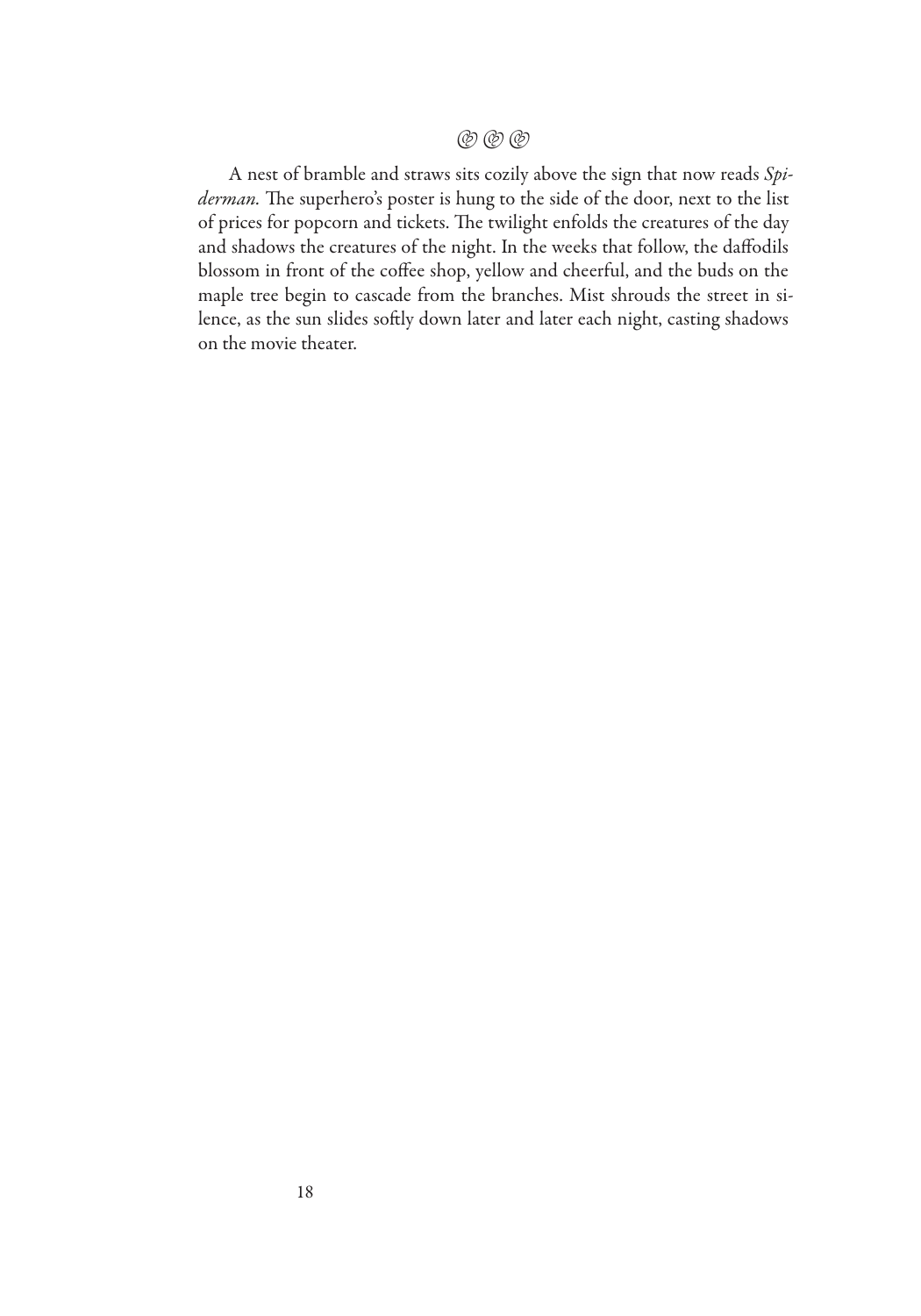@ @ @

A nest of bramble and straws sits cozily above the sign that now reads *Spiderman.* The superhero's poster is hung to the side of the door, next to the list of prices for popcorn and tickets. The twilight enfolds the creatures of the day and shadows the creatures of the night. In the weeks that follow, the daffodils blossom in front of the coffee shop, yellow and cheerful, and the buds on the maple tree begin to cascade from the branches. Mist shrouds the street in silence, as the sun slides softly down later and later each night, casting shadows on the movie theater.